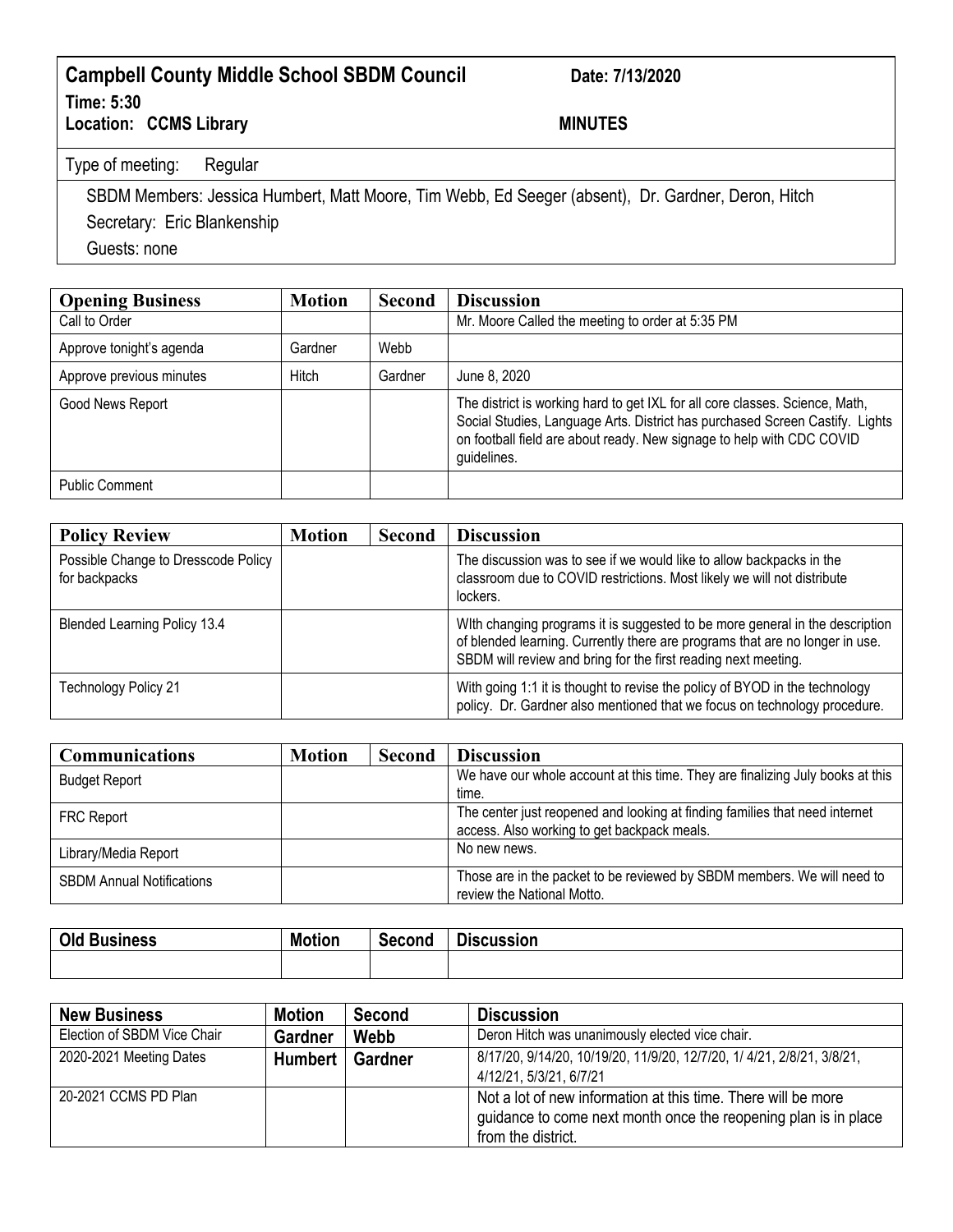## Campbell County Middle School SBDM Council

**Date: 7/13/2020**

**Time: 5:30**

**Location: CCMS Library**

**MINUTES**

Type of meeting: Regular

SBDM Members: Jessica Humbert, Matt Moore, Tim Webb, Ed Seeger (absent), Dr. Gardner, Deron, Hitch

Secretary: Eric Blankenship

Guests: none

| Opening Business | Motion | Second | Discussion |
|---|---|---|---|
| Call to Order | | | Mr. Moore Called the meeting to order at 5:35 PM |
| Approve tonight's agenda | Gardner | Webb | |
| Approve previous minutes | Hitch | Gardner | June 8, 2020 |
| Good News Report | | | The district is working hard to get IXL for all core classes. Science, Math, Social Studies, Language Arts. District has purchased Screen Castify. Lights on football field are about ready. New signage to help with CDC COVID guidelines. |
| Public Comment | | | |

| Policy Review | Motion | Second | Discussion |
|---|---|---|---|
| Possible Change to Dresscode Policy for backpacks | | | The discussion was to see if we would like to allow backpacks in the classroom due to COVID restrictions. Most likely we will not distribute lockers. |
| Blended Learning Policy 13.4 | | | WIth changing programs it is suggested to be more general in the description of blended learning. Currently there are programs that are no longer in use. SBDM will review and bring for the first reading next meeting. |
| Technology Policy 21 | | | With going 1:1 it is thought to revise the policy of BYOD in the technology policy. Dr. Gardner also mentioned that we focus on technology procedure. |

| Communications | Motion | Second | Discussion |
|---|---|---|---|
| Budget Report | | | We have our whole account at this time. They are finalizing July books at this time. |
| FRC Report | | | The center just reopened and looking at finding families that need internet access. Also working to get backpack meals. |
| Library/Media Report | | | No new news. |
| SBDM Annual Notifications | | | Those are in the packet to be reviewed by SBDM members. We will need to review the National Motto. |

| Old Business | Motion | Second | Discussion |
|---|---|---|---|
| | | | |

| New Business | Motion | Second | Discussion |
|---|---|---|---|
| Election of SBDM Vice Chair | **Gardner** | **Webb** | Deron Hitch was unanimously elected vice chair. |
| 2020-2021 Meeting Dates | **Humbert** | **Gardner** | 8/17/20, 9/14/20, 10/19/20, 11/9/20, 12/7/20, 1/ 4/21, 2/8/21, 3/8/21, 4/12/21, 5/3/21, 6/7/21 |
| 20-2021 CCMS PD Plan | | | Not a lot of new information at this time. There will be more guidance to come next month once the reopening plan is in place from the district. |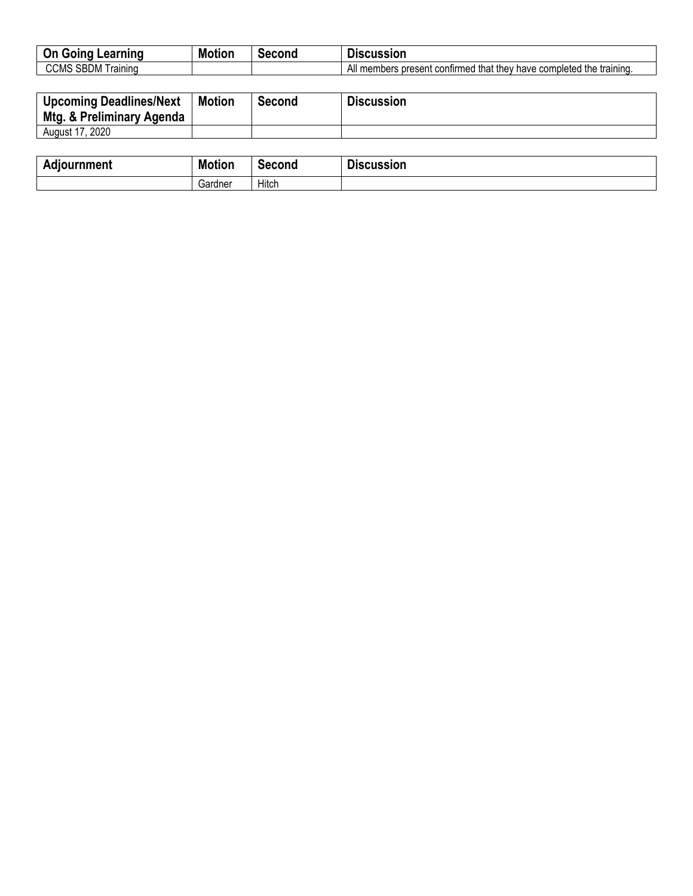| On Going Learning | Motion | Second | Discussion |
|---|---|---|---|
| CCMS SBDM Training | | | All members present confirmed that they have completed the training. |

| Upcoming Deadlines/Next Mtg. & Preliminary Agenda | Motion | Second | Discussion |
|---|---|---|---|
| August 17, 2020 | | | |

| Adjournment | Motion | Second | Discussion |
|---|---|---|---|
| | Gardner | Hitch | |